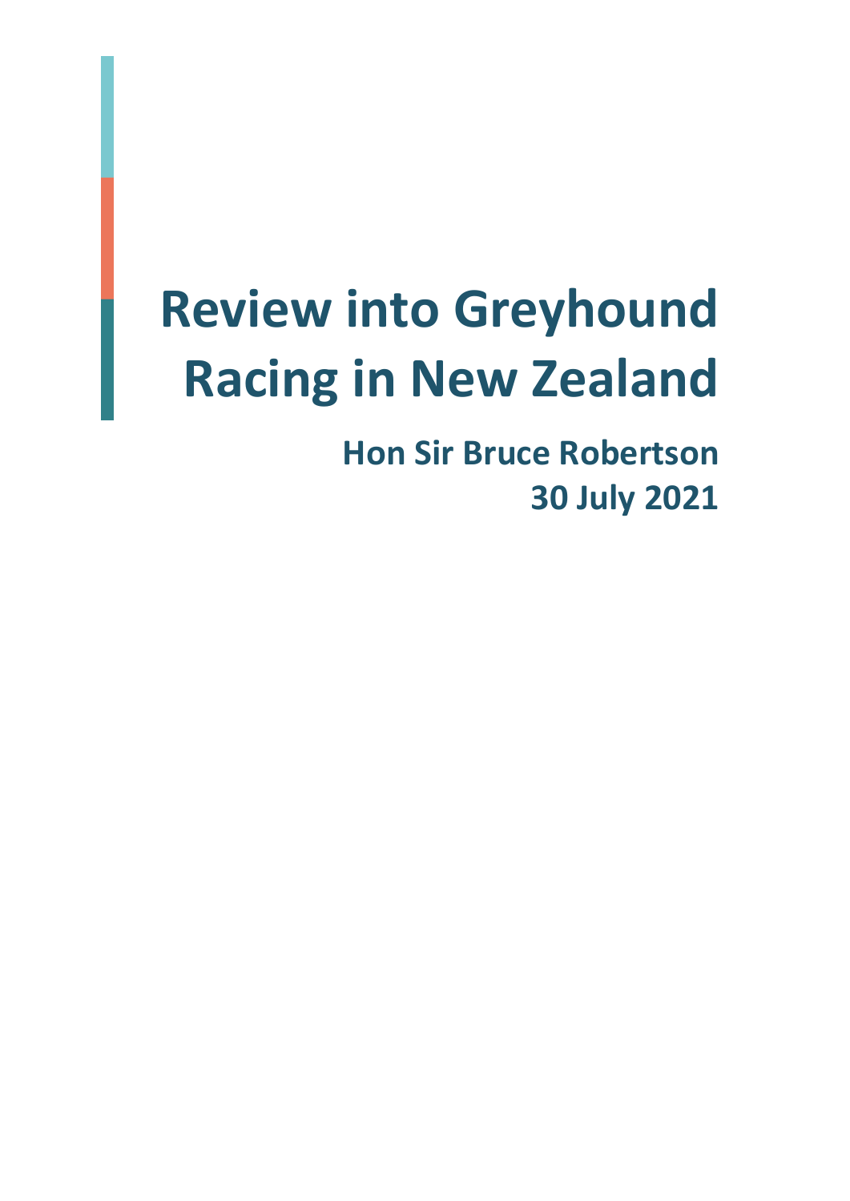# Review into Greyhound Racing in New Zealand

**Hon Sir Bruce Robertson**

**30 July 2021**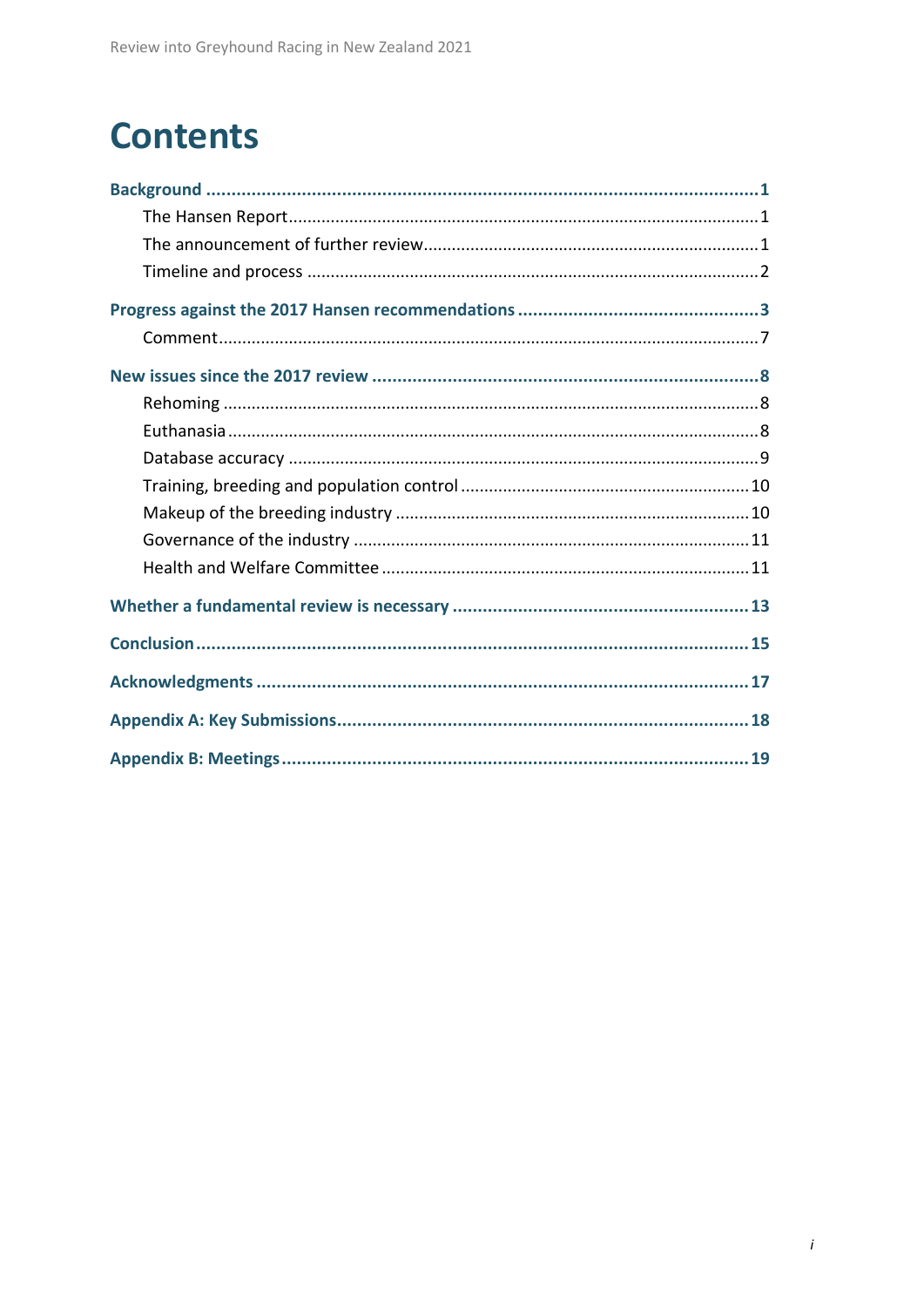# Contents

**Background** ..... **1**

- The Hansen Report ..... 1
- The announcement of further review ..... 1
- Timeline and process ..... 2

**Progress against the 2017 Hansen recommendations** ..... **3**

- Comment ..... 7

**New issues since the 2017 review** ..... **8**

- Rehoming ..... 8
- Euthanasia ..... 8
- Database accuracy ..... 9
- Training, breeding and population control ..... 10
- Makeup of the breeding industry ..... 10
- Governance of the industry ..... 11
- Health and Welfare Committee ..... 11

**Whether a fundamental review is necessary** ..... **13**

**Conclusion** ..... **15**

**Acknowledgments** ..... **17**

**Appendix A: Key Submissions** ..... **18**

**Appendix B: Meetings** ..... **19**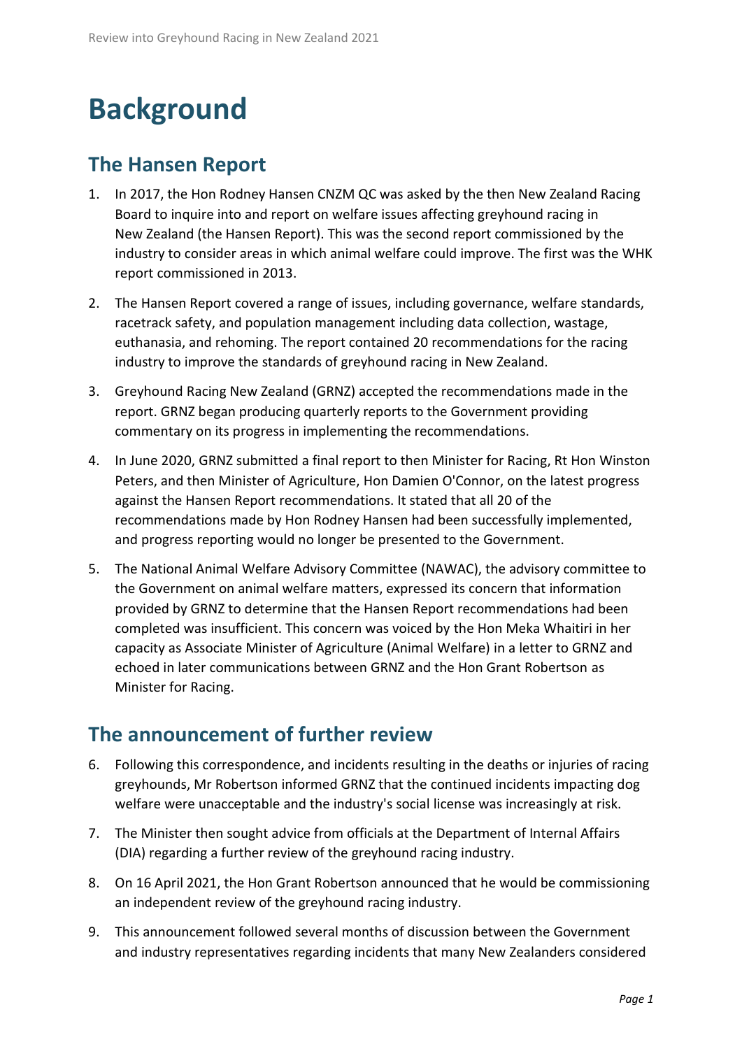# Background

## The Hansen Report

1. In 2017, the Hon Rodney Hansen CNZM QC was asked by the then New Zealand Racing Board to inquire into and report on welfare issues affecting greyhound racing in New Zealand (the Hansen Report). This was the second report commissioned by the industry to consider areas in which animal welfare could improve. The first was the WHK report commissioned in 2013.

2. The Hansen Report covered a range of issues, including governance, welfare standards, racetrack safety, and population management including data collection, wastage, euthanasia, and rehoming. The report contained 20 recommendations for the racing industry to improve the standards of greyhound racing in New Zealand.

3. Greyhound Racing New Zealand (GRNZ) accepted the recommendations made in the report. GRNZ began producing quarterly reports to the Government providing commentary on its progress in implementing the recommendations.

4. In June 2020, GRNZ submitted a final report to then Minister for Racing, Rt Hon Winston Peters, and then Minister of Agriculture, Hon Damien O'Connor, on the latest progress against the Hansen Report recommendations. It stated that all 20 of the recommendations made by Hon Rodney Hansen had been successfully implemented, and progress reporting would no longer be presented to the Government.

5. The National Animal Welfare Advisory Committee (NAWAC), the advisory committee to the Government on animal welfare matters, expressed its concern that information provided by GRNZ to determine that the Hansen Report recommendations had been completed was insufficient. This concern was voiced by the Hon Meka Whaitiri in her capacity as Associate Minister of Agriculture (Animal Welfare) in a letter to GRNZ and echoed in later communications between GRNZ and the Hon Grant Robertson as Minister for Racing.

## The announcement of further review

6. Following this correspondence, and incidents resulting in the deaths or injuries of racing greyhounds, Mr Robertson informed GRNZ that the continued incidents impacting dog welfare were unacceptable and the industry's social license was increasingly at risk.

7. The Minister then sought advice from officials at the Department of Internal Affairs (DIA) regarding a further review of the greyhound racing industry.

8. On 16 April 2021, the Hon Grant Robertson announced that he would be commissioning an independent review of the greyhound racing industry.

9. This announcement followed several months of discussion between the Government and industry representatives regarding incidents that many New Zealanders considered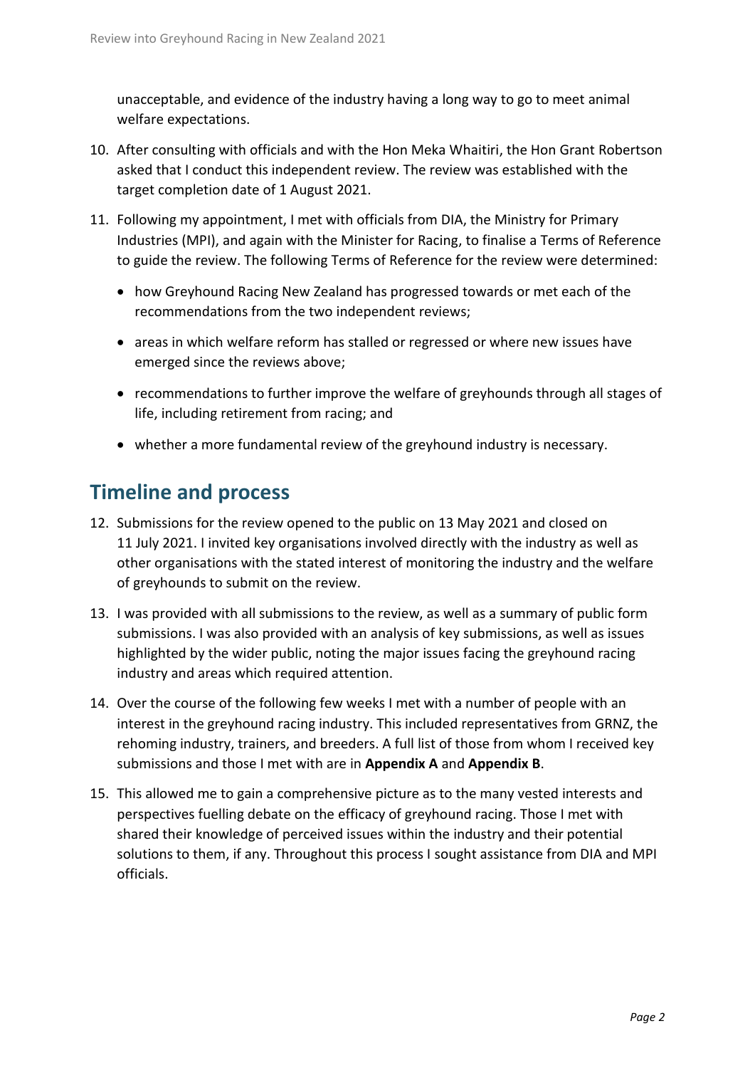unacceptable, and evidence of the industry having a long way to go to meet animal welfare expectations.

10. After consulting with officials and with the Hon Meka Whaitiri, the Hon Grant Robertson asked that I conduct this independent review. The review was established with the target completion date of 1 August 2021.

11. Following my appointment, I met with officials from DIA, the Ministry for Primary Industries (MPI), and again with the Minister for Racing, to finalise a Terms of Reference to guide the review. The following Terms of Reference for the review were determined:

    - how Greyhound Racing New Zealand has progressed towards or met each of the recommendations from the two independent reviews;
    - areas in which welfare reform has stalled or regressed or where new issues have emerged since the reviews above;
    - recommendations to further improve the welfare of greyhounds through all stages of life, including retirement from racing; and
    - whether a more fundamental review of the greyhound industry is necessary.

## Timeline and process

12. Submissions for the review opened to the public on 13 May 2021 and closed on 11 July 2021. I invited key organisations involved directly with the industry as well as other organisations with the stated interest of monitoring the industry and the welfare of greyhounds to submit on the review.

13. I was provided with all submissions to the review, as well as a summary of public form submissions. I was also provided with an analysis of key submissions, as well as issues highlighted by the wider public, noting the major issues facing the greyhound racing industry and areas which required attention.

14. Over the course of the following few weeks I met with a number of people with an interest in the greyhound racing industry. This included representatives from GRNZ, the rehoming industry, trainers, and breeders. A full list of those from whom I received key submissions and those I met with are in **Appendix A** and **Appendix B**.

15. This allowed me to gain a comprehensive picture as to the many vested interests and perspectives fuelling debate on the efficacy of greyhound racing. Those I met with shared their knowledge of perceived issues within the industry and their potential solutions to them, if any. Throughout this process I sought assistance from DIA and MPI officials.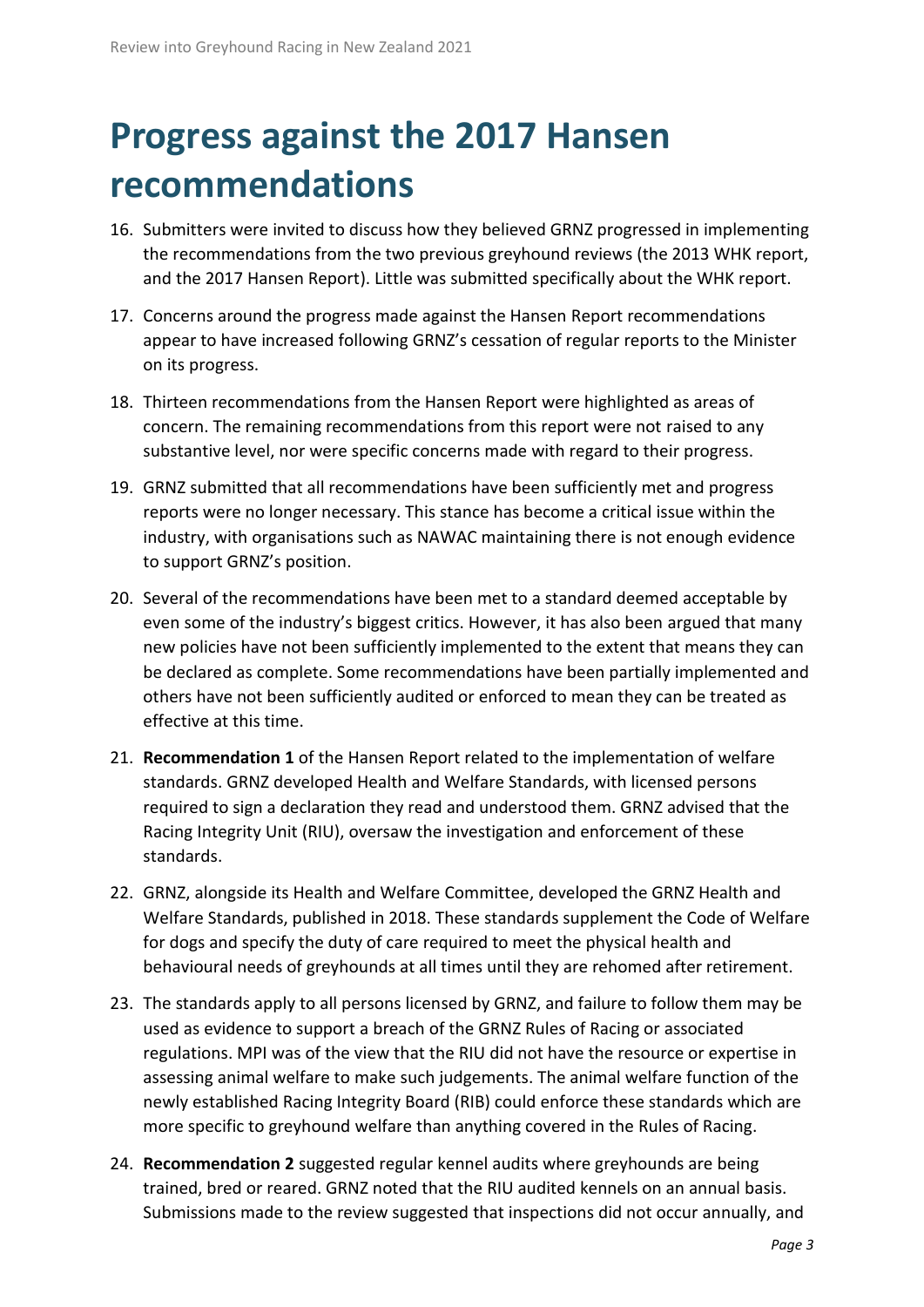# Progress against the 2017 Hansen recommendations

16. Submitters were invited to discuss how they believed GRNZ progressed in implementing the recommendations from the two previous greyhound reviews (the 2013 WHK report, and the 2017 Hansen Report). Little was submitted specifically about the WHK report.

17. Concerns around the progress made against the Hansen Report recommendations appear to have increased following GRNZ's cessation of regular reports to the Minister on its progress.

18. Thirteen recommendations from the Hansen Report were highlighted as areas of concern. The remaining recommendations from this report were not raised to any substantive level, nor were specific concerns made with regard to their progress.

19. GRNZ submitted that all recommendations have been sufficiently met and progress reports were no longer necessary. This stance has become a critical issue within the industry, with organisations such as NAWAC maintaining there is not enough evidence to support GRNZ's position.

20. Several of the recommendations have been met to a standard deemed acceptable by even some of the industry's biggest critics. However, it has also been argued that many new policies have not been sufficiently implemented to the extent that means they can be declared as complete. Some recommendations have been partially implemented and others have not been sufficiently audited or enforced to mean they can be treated as effective at this time.

21. **Recommendation 1** of the Hansen Report related to the implementation of welfare standards. GRNZ developed Health and Welfare Standards, with licensed persons required to sign a declaration they read and understood them. GRNZ advised that the Racing Integrity Unit (RIU), oversaw the investigation and enforcement of these standards.

22. GRNZ, alongside its Health and Welfare Committee, developed the GRNZ Health and Welfare Standards, published in 2018. These standards supplement the Code of Welfare for dogs and specify the duty of care required to meet the physical health and behavioural needs of greyhounds at all times until they are rehomed after retirement.

23. The standards apply to all persons licensed by GRNZ, and failure to follow them may be used as evidence to support a breach of the GRNZ Rules of Racing or associated regulations. MPI was of the view that the RIU did not have the resource or expertise in assessing animal welfare to make such judgements. The animal welfare function of the newly established Racing Integrity Board (RIB) could enforce these standards which are more specific to greyhound welfare than anything covered in the Rules of Racing.

24. **Recommendation 2** suggested regular kennel audits where greyhounds are being trained, bred or reared. GRNZ noted that the RIU audited kennels on an annual basis. Submissions made to the review suggested that inspections did not occur annually, and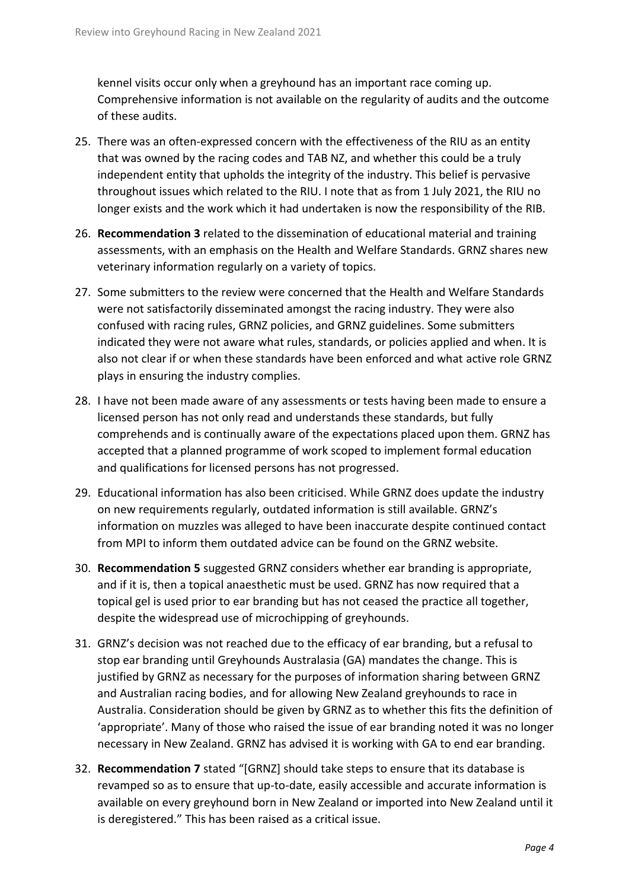kennel visits occur only when a greyhound has an important race coming up. Comprehensive information is not available on the regularity of audits and the outcome of these audits.

25. There was an often-expressed concern with the effectiveness of the RIU as an entity that was owned by the racing codes and TAB NZ, and whether this could be a truly independent entity that upholds the integrity of the industry. This belief is pervasive throughout issues which related to the RIU. I note that as from 1 July 2021, the RIU no longer exists and the work which it had undertaken is now the responsibility of the RIB.

26. **Recommendation 3** related to the dissemination of educational material and training assessments, with an emphasis on the Health and Welfare Standards. GRNZ shares new veterinary information regularly on a variety of topics.

27. Some submitters to the review were concerned that the Health and Welfare Standards were not satisfactorily disseminated amongst the racing industry. They were also confused with racing rules, GRNZ policies, and GRNZ guidelines. Some submitters indicated they were not aware what rules, standards, or policies applied and when. It is also not clear if or when these standards have been enforced and what active role GRNZ plays in ensuring the industry complies.

28. I have not been made aware of any assessments or tests having been made to ensure a licensed person has not only read and understands these standards, but fully comprehends and is continually aware of the expectations placed upon them. GRNZ has accepted that a planned programme of work scoped to implement formal education and qualifications for licensed persons has not progressed.

29. Educational information has also been criticised. While GRNZ does update the industry on new requirements regularly, outdated information is still available. GRNZ's information on muzzles was alleged to have been inaccurate despite continued contact from MPI to inform them outdated advice can be found on the GRNZ website.

30. **Recommendation 5** suggested GRNZ considers whether ear branding is appropriate, and if it is, then a topical anaesthetic must be used. GRNZ has now required that a topical gel is used prior to ear branding but has not ceased the practice all together, despite the widespread use of microchipping of greyhounds.

31. GRNZ's decision was not reached due to the efficacy of ear branding, but a refusal to stop ear branding until Greyhounds Australasia (GA) mandates the change. This is justified by GRNZ as necessary for the purposes of information sharing between GRNZ and Australian racing bodies, and for allowing New Zealand greyhounds to race in Australia. Consideration should be given by GRNZ as to whether this fits the definition of 'appropriate'. Many of those who raised the issue of ear branding noted it was no longer necessary in New Zealand. GRNZ has advised it is working with GA to end ear branding.

32. **Recommendation 7** stated "[GRNZ] should take steps to ensure that its database is revamped so as to ensure that up-to-date, easily accessible and accurate information is available on every greyhound born in New Zealand or imported into New Zealand until it is deregistered." This has been raised as a critical issue.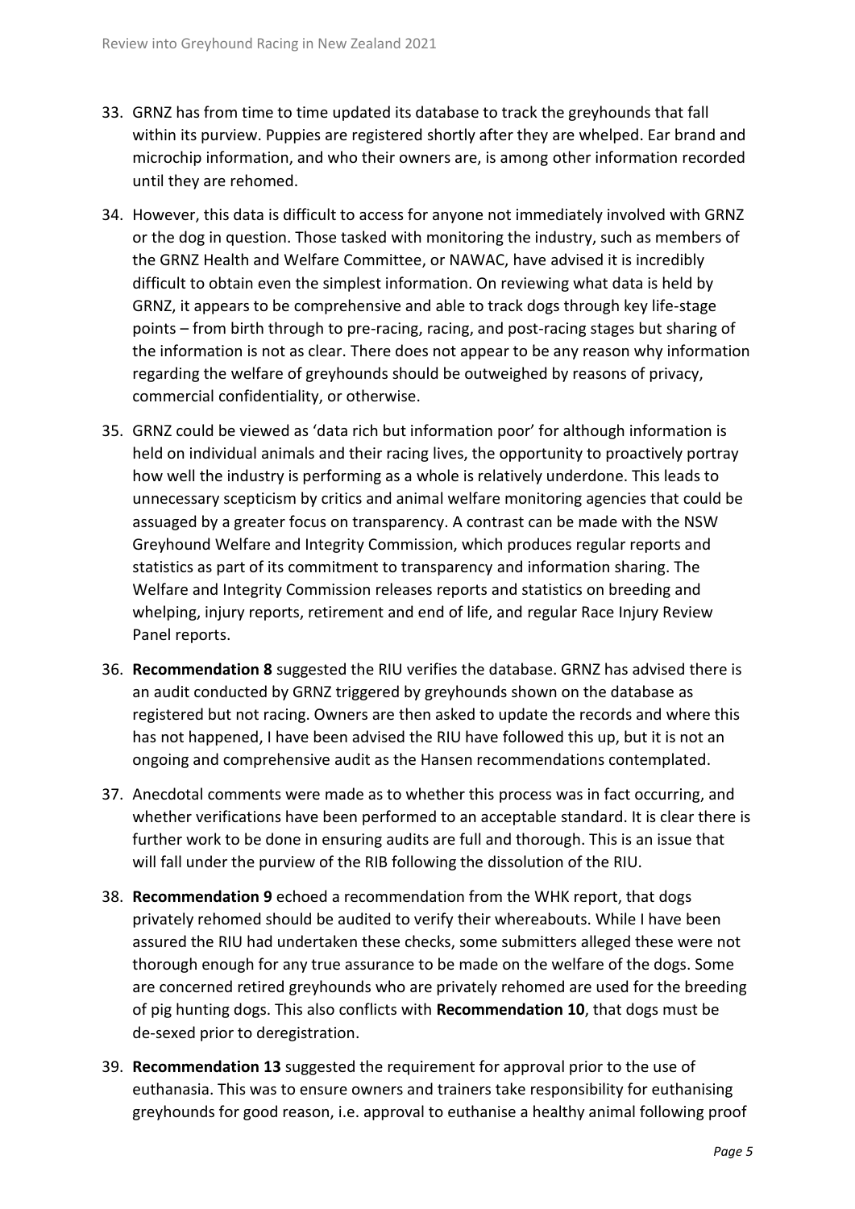33. GRNZ has from time to time updated its database to track the greyhounds that fall within its purview. Puppies are registered shortly after they are whelped. Ear brand and microchip information, and who their owners are, is among other information recorded until they are rehomed.

34. However, this data is difficult to access for anyone not immediately involved with GRNZ or the dog in question. Those tasked with monitoring the industry, such as members of the GRNZ Health and Welfare Committee, or NAWAC, have advised it is incredibly difficult to obtain even the simplest information. On reviewing what data is held by GRNZ, it appears to be comprehensive and able to track dogs through key life-stage points – from birth through to pre-racing, racing, and post-racing stages but sharing of the information is not as clear. There does not appear to be any reason why information regarding the welfare of greyhounds should be outweighed by reasons of privacy, commercial confidentiality, or otherwise.

35. GRNZ could be viewed as 'data rich but information poor' for although information is held on individual animals and their racing lives, the opportunity to proactively portray how well the industry is performing as a whole is relatively underdone. This leads to unnecessary scepticism by critics and animal welfare monitoring agencies that could be assuaged by a greater focus on transparency. A contrast can be made with the NSW Greyhound Welfare and Integrity Commission, which produces regular reports and statistics as part of its commitment to transparency and information sharing. The Welfare and Integrity Commission releases reports and statistics on breeding and whelping, injury reports, retirement and end of life, and regular Race Injury Review Panel reports.

36. **Recommendation 8** suggested the RIU verifies the database. GRNZ has advised there is an audit conducted by GRNZ triggered by greyhounds shown on the database as registered but not racing. Owners are then asked to update the records and where this has not happened, I have been advised the RIU have followed this up, but it is not an ongoing and comprehensive audit as the Hansen recommendations contemplated.

37. Anecdotal comments were made as to whether this process was in fact occurring, and whether verifications have been performed to an acceptable standard. It is clear there is further work to be done in ensuring audits are full and thorough. This is an issue that will fall under the purview of the RIB following the dissolution of the RIU.

38. **Recommendation 9** echoed a recommendation from the WHK report, that dogs privately rehomed should be audited to verify their whereabouts. While I have been assured the RIU had undertaken these checks, some submitters alleged these were not thorough enough for any true assurance to be made on the welfare of the dogs. Some are concerned retired greyhounds who are privately rehomed are used for the breeding of pig hunting dogs. This also conflicts with **Recommendation 10**, that dogs must be de-sexed prior to deregistration.

39. **Recommendation 13** suggested the requirement for approval prior to the use of euthanasia. This was to ensure owners and trainers take responsibility for euthanising greyhounds for good reason, i.e. approval to euthanise a healthy animal following proof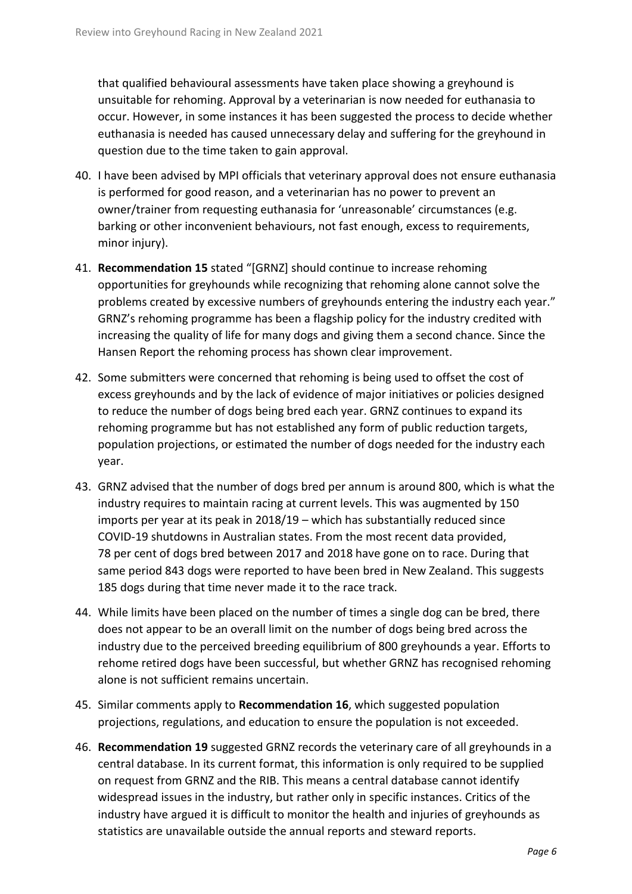that qualified behavioural assessments have taken place showing a greyhound is unsuitable for rehoming. Approval by a veterinarian is now needed for euthanasia to occur. However, in some instances it has been suggested the process to decide whether euthanasia is needed has caused unnecessary delay and suffering for the greyhound in question due to the time taken to gain approval.

40. I have been advised by MPI officials that veterinary approval does not ensure euthanasia is performed for good reason, and a veterinarian has no power to prevent an owner/trainer from requesting euthanasia for 'unreasonable' circumstances (e.g. barking or other inconvenient behaviours, not fast enough, excess to requirements, minor injury).

41. **Recommendation 15** stated "[GRNZ] should continue to increase rehoming opportunities for greyhounds while recognizing that rehoming alone cannot solve the problems created by excessive numbers of greyhounds entering the industry each year." GRNZ's rehoming programme has been a flagship policy for the industry credited with increasing the quality of life for many dogs and giving them a second chance. Since the Hansen Report the rehoming process has shown clear improvement.

42. Some submitters were concerned that rehoming is being used to offset the cost of excess greyhounds and by the lack of evidence of major initiatives or policies designed to reduce the number of dogs being bred each year. GRNZ continues to expand its rehoming programme but has not established any form of public reduction targets, population projections, or estimated the number of dogs needed for the industry each year.

43. GRNZ advised that the number of dogs bred per annum is around 800, which is what the industry requires to maintain racing at current levels. This was augmented by 150 imports per year at its peak in 2018/19 – which has substantially reduced since COVID-19 shutdowns in Australian states. From the most recent data provided, 78 per cent of dogs bred between 2017 and 2018 have gone on to race. During that same period 843 dogs were reported to have been bred in New Zealand. This suggests 185 dogs during that time never made it to the race track.

44. While limits have been placed on the number of times a single dog can be bred, there does not appear to be an overall limit on the number of dogs being bred across the industry due to the perceived breeding equilibrium of 800 greyhounds a year. Efforts to rehome retired dogs have been successful, but whether GRNZ has recognised rehoming alone is not sufficient remains uncertain.

45. Similar comments apply to **Recommendation 16**, which suggested population projections, regulations, and education to ensure the population is not exceeded.

46. **Recommendation 19** suggested GRNZ records the veterinary care of all greyhounds in a central database. In its current format, this information is only required to be supplied on request from GRNZ and the RIB. This means a central database cannot identify widespread issues in the industry, but rather only in specific instances. Critics of the industry have argued it is difficult to monitor the health and injuries of greyhounds as statistics are unavailable outside the annual reports and steward reports.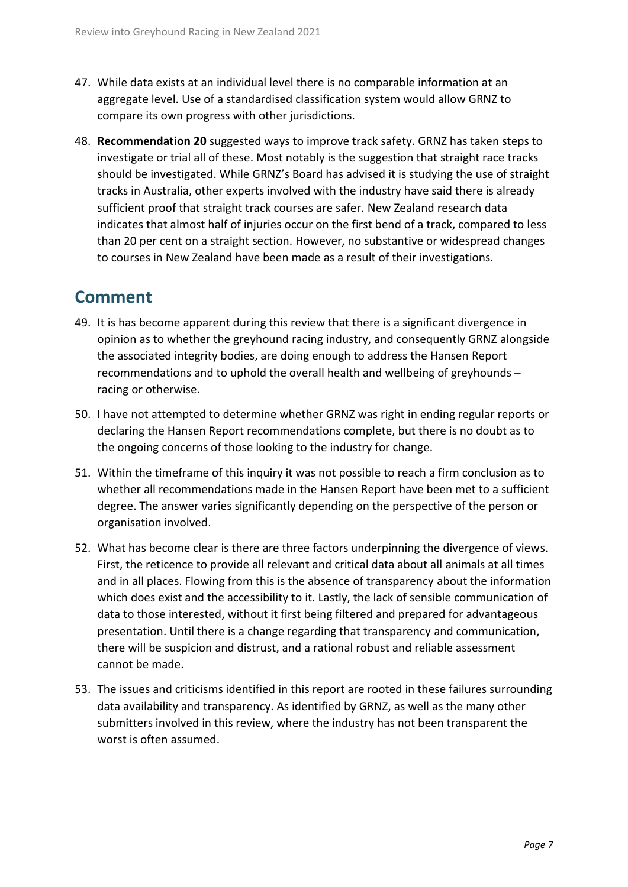47. While data exists at an individual level there is no comparable information at an aggregate level. Use of a standardised classification system would allow GRNZ to compare its own progress with other jurisdictions.

48. **Recommendation 20** suggested ways to improve track safety. GRNZ has taken steps to investigate or trial all of these. Most notably is the suggestion that straight race tracks should be investigated. While GRNZ's Board has advised it is studying the use of straight tracks in Australia, other experts involved with the industry have said there is already sufficient proof that straight track courses are safer. New Zealand research data indicates that almost half of injuries occur on the first bend of a track, compared to less than 20 per cent on a straight section. However, no substantive or widespread changes to courses in New Zealand have been made as a result of their investigations.

## Comment

49. It is has become apparent during this review that there is a significant divergence in opinion as to whether the greyhound racing industry, and consequently GRNZ alongside the associated integrity bodies, are doing enough to address the Hansen Report recommendations and to uphold the overall health and wellbeing of greyhounds – racing or otherwise.

50. I have not attempted to determine whether GRNZ was right in ending regular reports or declaring the Hansen Report recommendations complete, but there is no doubt as to the ongoing concerns of those looking to the industry for change.

51. Within the timeframe of this inquiry it was not possible to reach a firm conclusion as to whether all recommendations made in the Hansen Report have been met to a sufficient degree. The answer varies significantly depending on the perspective of the person or organisation involved.

52. What has become clear is there are three factors underpinning the divergence of views. First, the reticence to provide all relevant and critical data about all animals at all times and in all places. Flowing from this is the absence of transparency about the information which does exist and the accessibility to it. Lastly, the lack of sensible communication of data to those interested, without it first being filtered and prepared for advantageous presentation. Until there is a change regarding that transparency and communication, there will be suspicion and distrust, and a rational robust and reliable assessment cannot be made.

53. The issues and criticisms identified in this report are rooted in these failures surrounding data availability and transparency. As identified by GRNZ, as well as the many other submitters involved in this review, where the industry has not been transparent the worst is often assumed.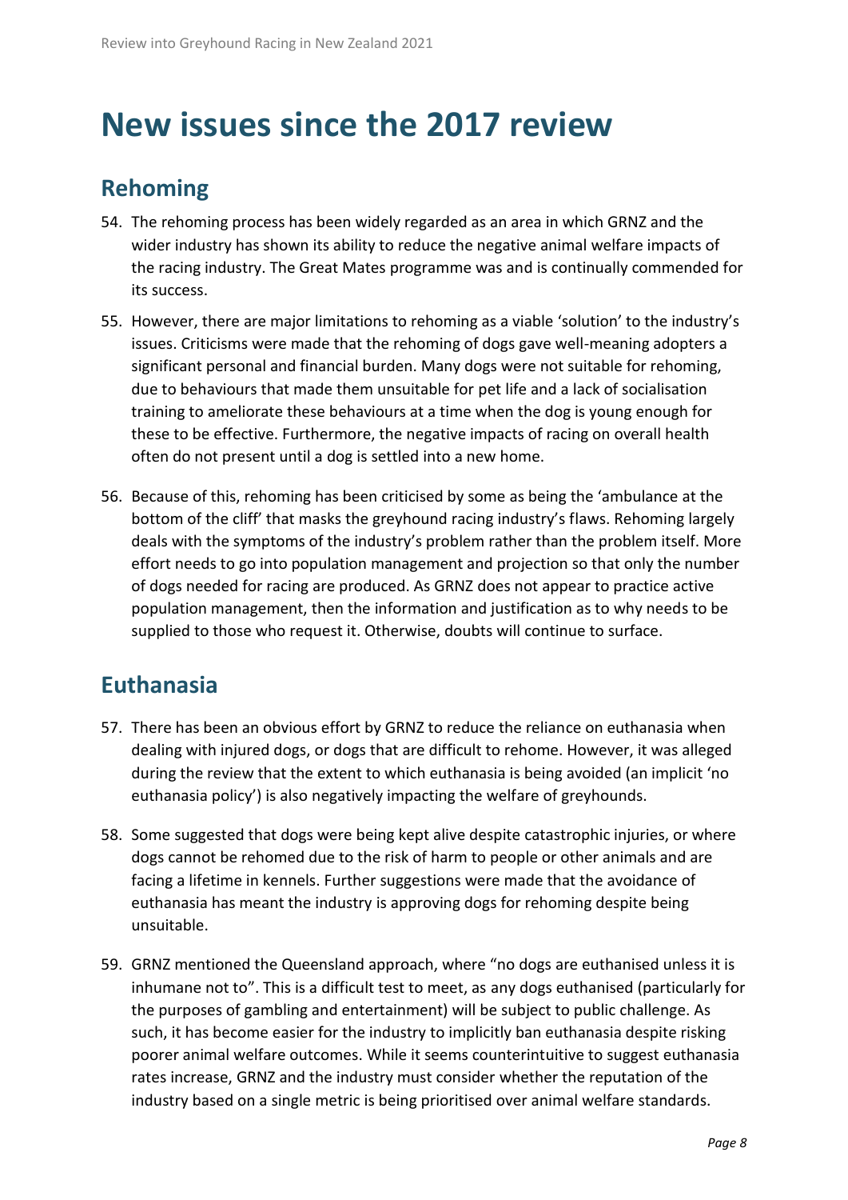# New issues since the 2017 review

## Rehoming

54. The rehoming process has been widely regarded as an area in which GRNZ and the wider industry has shown its ability to reduce the negative animal welfare impacts of the racing industry. The Great Mates programme was and is continually commended for its success.

55. However, there are major limitations to rehoming as a viable 'solution' to the industry's issues. Criticisms were made that the rehoming of dogs gave well-meaning adopters a significant personal and financial burden. Many dogs were not suitable for rehoming, due to behaviours that made them unsuitable for pet life and a lack of socialisation training to ameliorate these behaviours at a time when the dog is young enough for these to be effective. Furthermore, the negative impacts of racing on overall health often do not present until a dog is settled into a new home.

56. Because of this, rehoming has been criticised by some as being the 'ambulance at the bottom of the cliff' that masks the greyhound racing industry's flaws. Rehoming largely deals with the symptoms of the industry's problem rather than the problem itself. More effort needs to go into population management and projection so that only the number of dogs needed for racing are produced. As GRNZ does not appear to practice active population management, then the information and justification as to why needs to be supplied to those who request it. Otherwise, doubts will continue to surface.

## Euthanasia

57. There has been an obvious effort by GRNZ to reduce the reliance on euthanasia when dealing with injured dogs, or dogs that are difficult to rehome. However, it was alleged during the review that the extent to which euthanasia is being avoided (an implicit 'no euthanasia policy') is also negatively impacting the welfare of greyhounds.

58. Some suggested that dogs were being kept alive despite catastrophic injuries, or where dogs cannot be rehomed due to the risk of harm to people or other animals and are facing a lifetime in kennels. Further suggestions were made that the avoidance of euthanasia has meant the industry is approving dogs for rehoming despite being unsuitable.

59. GRNZ mentioned the Queensland approach, where "no dogs are euthanised unless it is inhumane not to". This is a difficult test to meet, as any dogs euthanised (particularly for the purposes of gambling and entertainment) will be subject to public challenge. As such, it has become easier for the industry to implicitly ban euthanasia despite risking poorer animal welfare outcomes. While it seems counterintuitive to suggest euthanasia rates increase, GRNZ and the industry must consider whether the reputation of the industry based on a single metric is being prioritised over animal welfare standards.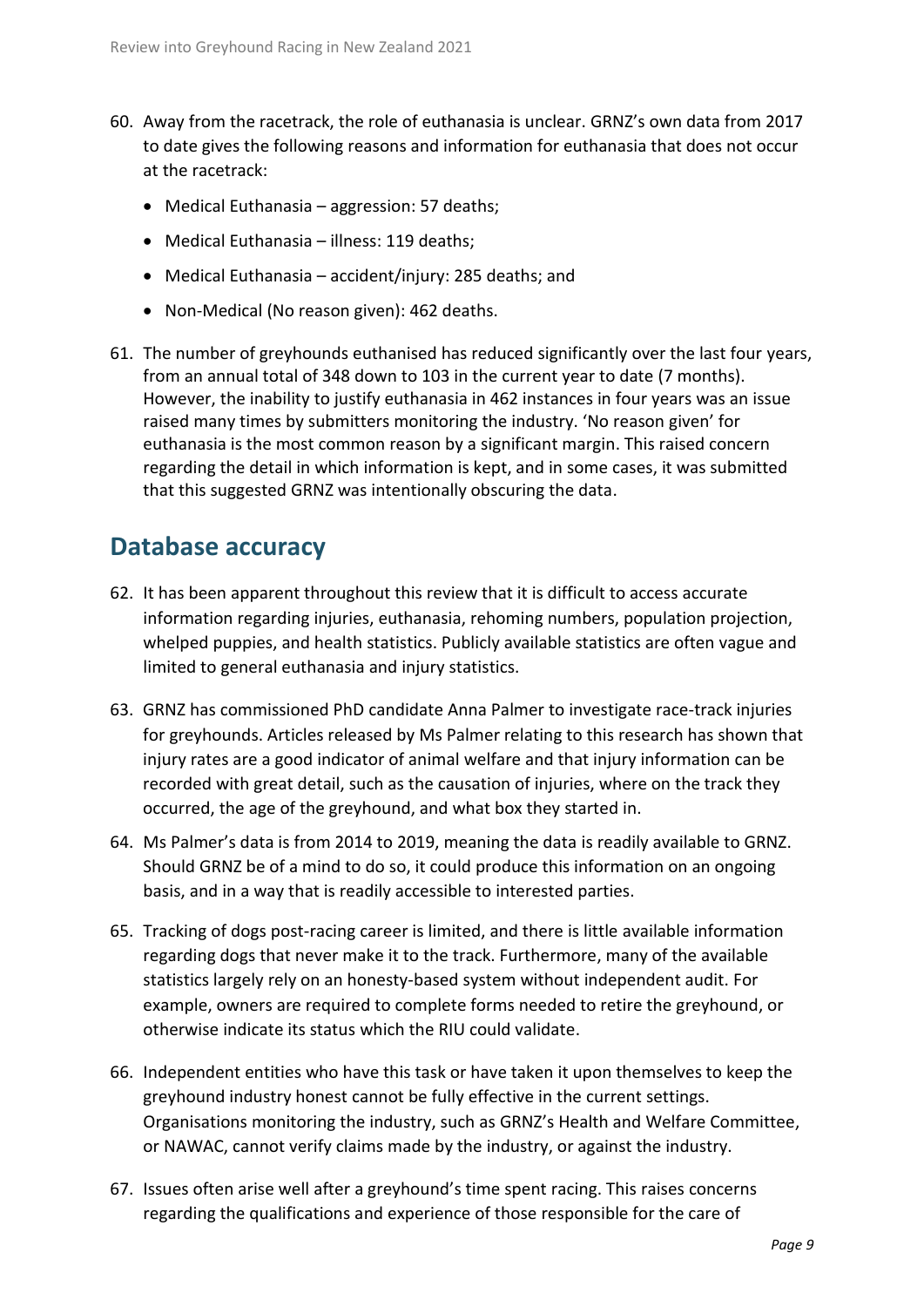60. Away from the racetrack, the role of euthanasia is unclear. GRNZ's own data from 2017 to date gives the following reasons and information for euthanasia that does not occur at the racetrack:

    - Medical Euthanasia – aggression: 57 deaths;
    - Medical Euthanasia – illness: 119 deaths;
    - Medical Euthanasia – accident/injury: 285 deaths; and
    - Non-Medical (No reason given): 462 deaths.

61. The number of greyhounds euthanised has reduced significantly over the last four years, from an annual total of 348 down to 103 in the current year to date (7 months). However, the inability to justify euthanasia in 462 instances in four years was an issue raised many times by submitters monitoring the industry. 'No reason given' for euthanasia is the most common reason by a significant margin. This raised concern regarding the detail in which information is kept, and in some cases, it was submitted that this suggested GRNZ was intentionally obscuring the data.

## Database accuracy

62. It has been apparent throughout this review that it is difficult to access accurate information regarding injuries, euthanasia, rehoming numbers, population projection, whelped puppies, and health statistics. Publicly available statistics are often vague and limited to general euthanasia and injury statistics.

63. GRNZ has commissioned PhD candidate Anna Palmer to investigate race-track injuries for greyhounds. Articles released by Ms Palmer relating to this research has shown that injury rates are a good indicator of animal welfare and that injury information can be recorded with great detail, such as the causation of injuries, where on the track they occurred, the age of the greyhound, and what box they started in.

64. Ms Palmer's data is from 2014 to 2019, meaning the data is readily available to GRNZ. Should GRNZ be of a mind to do so, it could produce this information on an ongoing basis, and in a way that is readily accessible to interested parties.

65. Tracking of dogs post-racing career is limited, and there is little available information regarding dogs that never make it to the track. Furthermore, many of the available statistics largely rely on an honesty-based system without independent audit. For example, owners are required to complete forms needed to retire the greyhound, or otherwise indicate its status which the RIU could validate.

66. Independent entities who have this task or have taken it upon themselves to keep the greyhound industry honest cannot be fully effective in the current settings. Organisations monitoring the industry, such as GRNZ's Health and Welfare Committee, or NAWAC, cannot verify claims made by the industry, or against the industry.

67. Issues often arise well after a greyhound's time spent racing. This raises concerns regarding the qualifications and experience of those responsible for the care of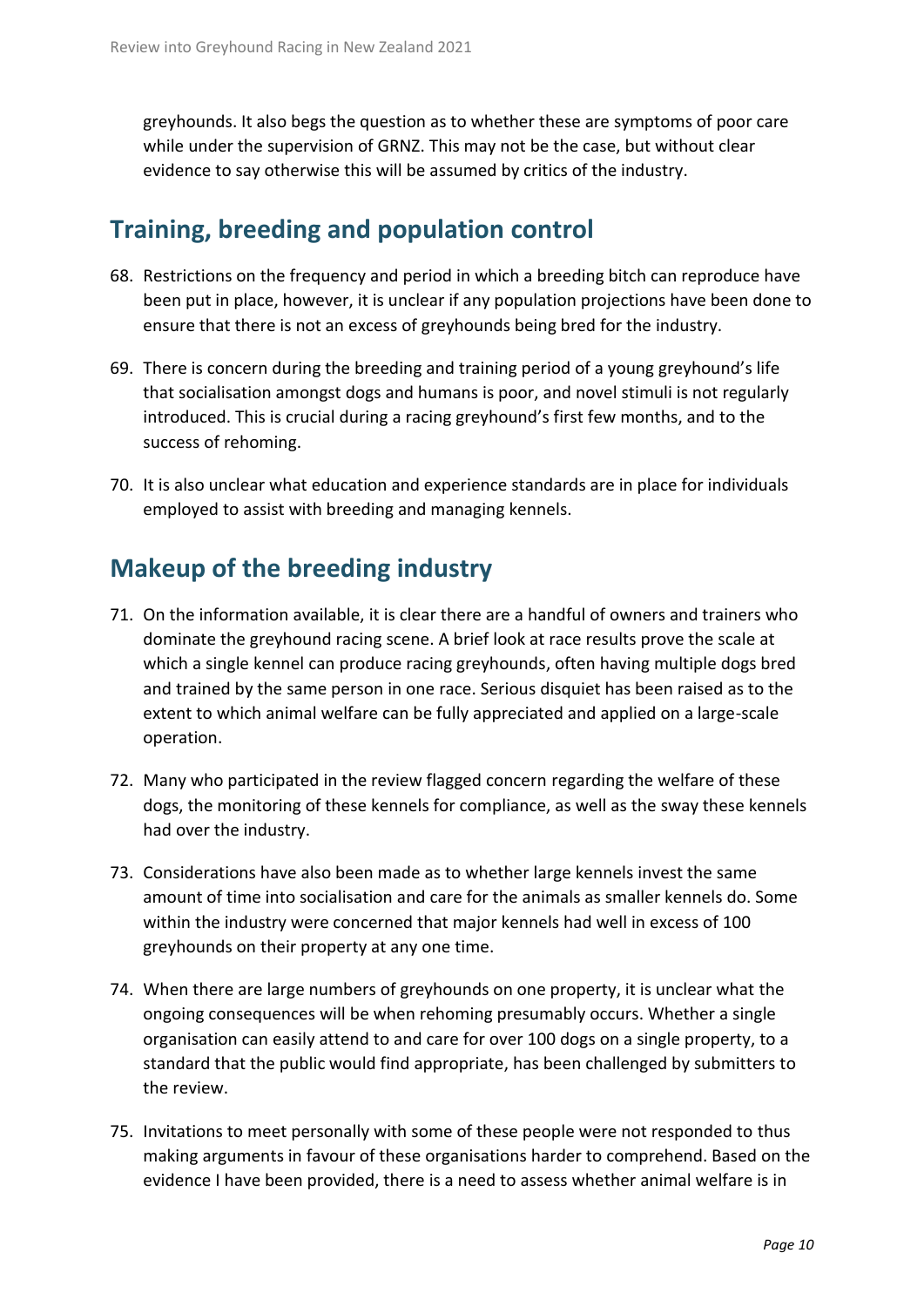greyhounds. It also begs the question as to whether these are symptoms of poor care while under the supervision of GRNZ. This may not be the case, but without clear evidence to say otherwise this will be assumed by critics of the industry.

## Training, breeding and population control

68. Restrictions on the frequency and period in which a breeding bitch can reproduce have been put in place, however, it is unclear if any population projections have been done to ensure that there is not an excess of greyhounds being bred for the industry.

69. There is concern during the breeding and training period of a young greyhound's life that socialisation amongst dogs and humans is poor, and novel stimuli is not regularly introduced. This is crucial during a racing greyhound's first few months, and to the success of rehoming.

70. It is also unclear what education and experience standards are in place for individuals employed to assist with breeding and managing kennels.

## Makeup of the breeding industry

71. On the information available, it is clear there are a handful of owners and trainers who dominate the greyhound racing scene. A brief look at race results prove the scale at which a single kennel can produce racing greyhounds, often having multiple dogs bred and trained by the same person in one race. Serious disquiet has been raised as to the extent to which animal welfare can be fully appreciated and applied on a large-scale operation.

72. Many who participated in the review flagged concern regarding the welfare of these dogs, the monitoring of these kennels for compliance, as well as the sway these kennels had over the industry.

73. Considerations have also been made as to whether large kennels invest the same amount of time into socialisation and care for the animals as smaller kennels do. Some within the industry were concerned that major kennels had well in excess of 100 greyhounds on their property at any one time.

74. When there are large numbers of greyhounds on one property, it is unclear what the ongoing consequences will be when rehoming presumably occurs. Whether a single organisation can easily attend to and care for over 100 dogs on a single property, to a standard that the public would find appropriate, has been challenged by submitters to the review.

75. Invitations to meet personally with some of these people were not responded to thus making arguments in favour of these organisations harder to comprehend. Based on the evidence I have been provided, there is a need to assess whether animal welfare is in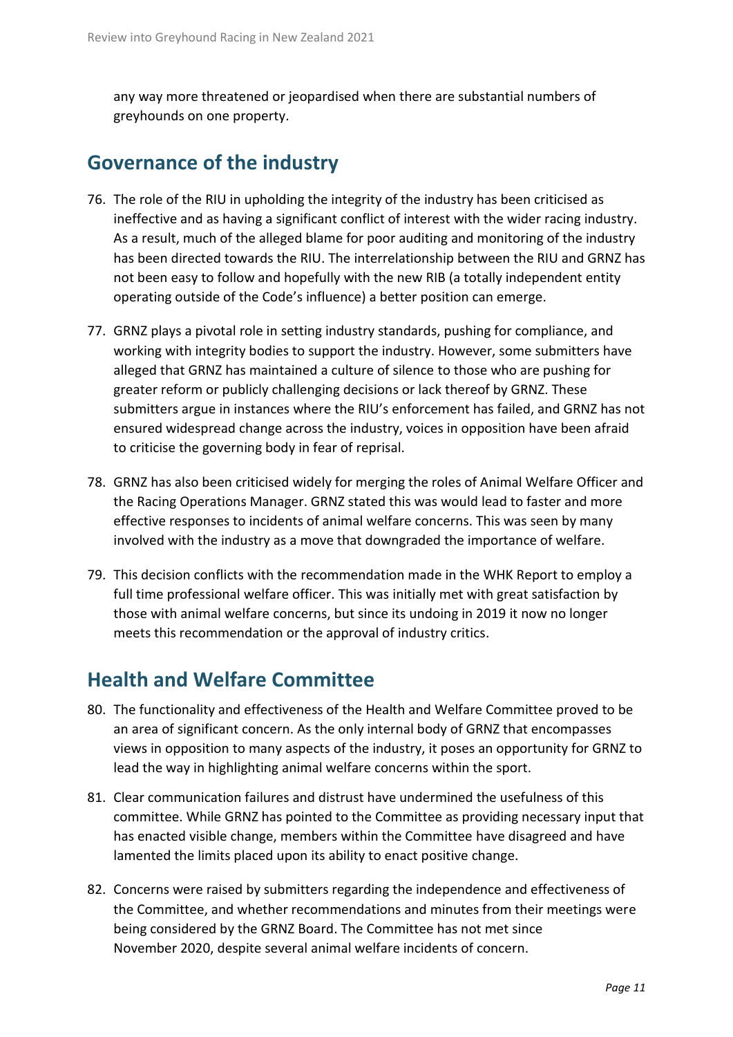any way more threatened or jeopardised when there are substantial numbers of greyhounds on one property.

## Governance of the industry

76. The role of the RIU in upholding the integrity of the industry has been criticised as ineffective and as having a significant conflict of interest with the wider racing industry. As a result, much of the alleged blame for poor auditing and monitoring of the industry has been directed towards the RIU. The interrelationship between the RIU and GRNZ has not been easy to follow and hopefully with the new RIB (a totally independent entity operating outside of the Code's influence) a better position can emerge.

77. GRNZ plays a pivotal role in setting industry standards, pushing for compliance, and working with integrity bodies to support the industry. However, some submitters have alleged that GRNZ has maintained a culture of silence to those who are pushing for greater reform or publicly challenging decisions or lack thereof by GRNZ. These submitters argue in instances where the RIU's enforcement has failed, and GRNZ has not ensured widespread change across the industry, voices in opposition have been afraid to criticise the governing body in fear of reprisal.

78. GRNZ has also been criticised widely for merging the roles of Animal Welfare Officer and the Racing Operations Manager. GRNZ stated this was would lead to faster and more effective responses to incidents of animal welfare concerns. This was seen by many involved with the industry as a move that downgraded the importance of welfare.

79. This decision conflicts with the recommendation made in the WHK Report to employ a full time professional welfare officer. This was initially met with great satisfaction by those with animal welfare concerns, but since its undoing in 2019 it now no longer meets this recommendation or the approval of industry critics.

## Health and Welfare Committee

80. The functionality and effectiveness of the Health and Welfare Committee proved to be an area of significant concern. As the only internal body of GRNZ that encompasses views in opposition to many aspects of the industry, it poses an opportunity for GRNZ to lead the way in highlighting animal welfare concerns within the sport.

81. Clear communication failures and distrust have undermined the usefulness of this committee. While GRNZ has pointed to the Committee as providing necessary input that has enacted visible change, members within the Committee have disagreed and have lamented the limits placed upon its ability to enact positive change.

82. Concerns were raised by submitters regarding the independence and effectiveness of the Committee, and whether recommendations and minutes from their meetings were being considered by the GRNZ Board. The Committee has not met since November 2020, despite several animal welfare incidents of concern.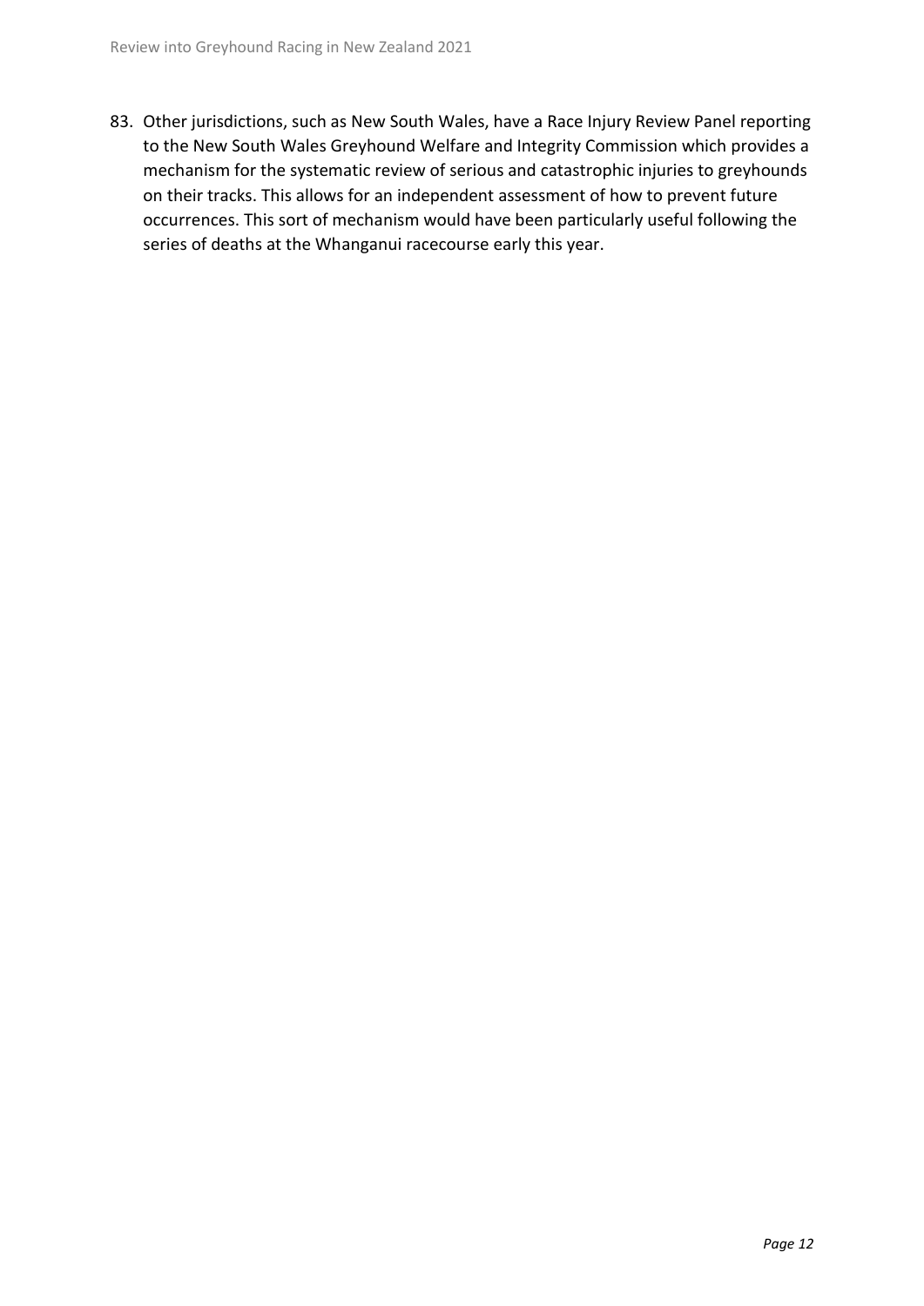83. Other jurisdictions, such as New South Wales, have a Race Injury Review Panel reporting to the New South Wales Greyhound Welfare and Integrity Commission which provides a mechanism for the systematic review of serious and catastrophic injuries to greyhounds on their tracks. This allows for an independent assessment of how to prevent future occurrences. This sort of mechanism would have been particularly useful following the series of deaths at the Whanganui racecourse early this year.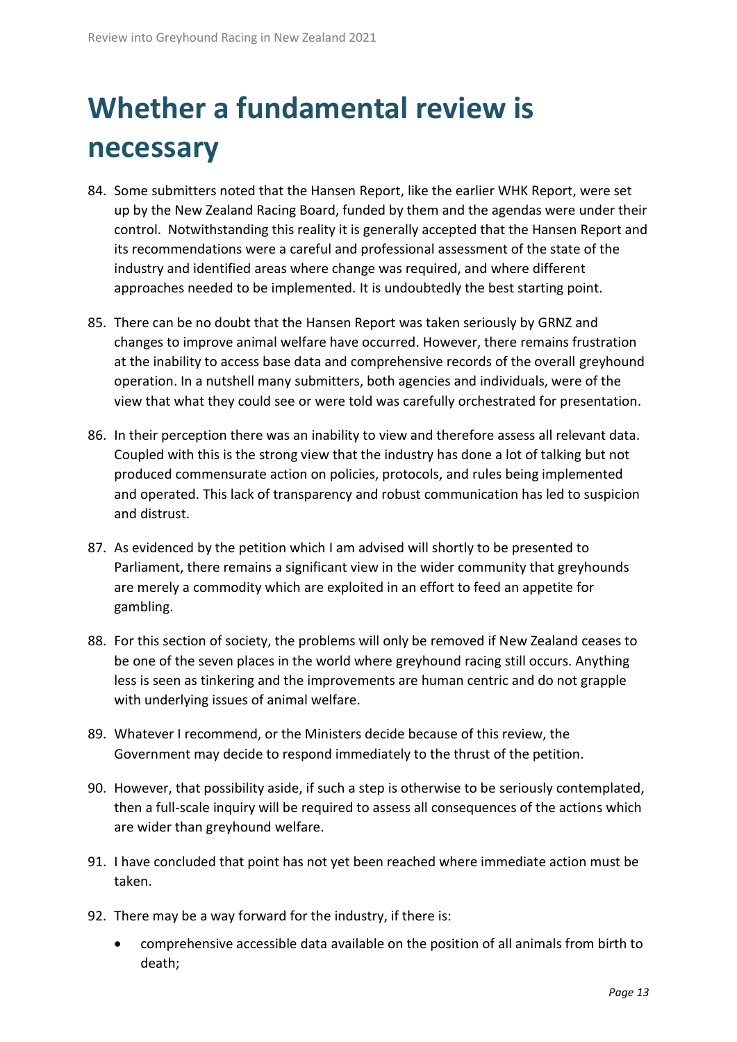# Whether a fundamental review is necessary

84. Some submitters noted that the Hansen Report, like the earlier WHK Report, were set up by the New Zealand Racing Board, funded by them and the agendas were under their control. Notwithstanding this reality it is generally accepted that the Hansen Report and its recommendations were a careful and professional assessment of the state of the industry and identified areas where change was required, and where different approaches needed to be implemented. It is undoubtedly the best starting point.

85. There can be no doubt that the Hansen Report was taken seriously by GRNZ and changes to improve animal welfare have occurred. However, there remains frustration at the inability to access base data and comprehensive records of the overall greyhound operation. In a nutshell many submitters, both agencies and individuals, were of the view that what they could see or were told was carefully orchestrated for presentation.

86. In their perception there was an inability to view and therefore assess all relevant data. Coupled with this is the strong view that the industry has done a lot of talking but not produced commensurate action on policies, protocols, and rules being implemented and operated. This lack of transparency and robust communication has led to suspicion and distrust.

87. As evidenced by the petition which I am advised will shortly to be presented to Parliament, there remains a significant view in the wider community that greyhounds are merely a commodity which are exploited in an effort to feed an appetite for gambling.

88. For this section of society, the problems will only be removed if New Zealand ceases to be one of the seven places in the world where greyhound racing still occurs. Anything less is seen as tinkering and the improvements are human centric and do not grapple with underlying issues of animal welfare.

89. Whatever I recommend, or the Ministers decide because of this review, the Government may decide to respond immediately to the thrust of the petition.

90. However, that possibility aside, if such a step is otherwise to be seriously contemplated, then a full-scale inquiry will be required to assess all consequences of the actions which are wider than greyhound welfare.

91. I have concluded that point has not yet been reached where immediate action must be taken.

92. There may be a way forward for the industry, if there is:

    - comprehensive accessible data available on the position of all animals from birth to death;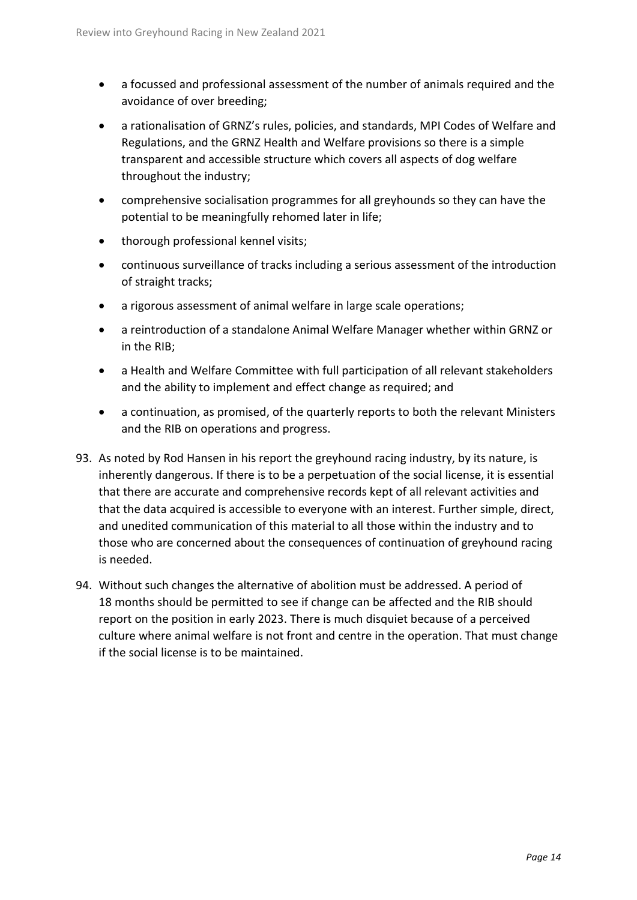- a focussed and professional assessment of the number of animals required and the avoidance of over breeding;
- a rationalisation of GRNZ's rules, policies, and standards, MPI Codes of Welfare and Regulations, and the GRNZ Health and Welfare provisions so there is a simple transparent and accessible structure which covers all aspects of dog welfare throughout the industry;
- comprehensive socialisation programmes for all greyhounds so they can have the potential to be meaningfully rehomed later in life;
- thorough professional kennel visits;
- continuous surveillance of tracks including a serious assessment of the introduction of straight tracks;
- a rigorous assessment of animal welfare in large scale operations;
- a reintroduction of a standalone Animal Welfare Manager whether within GRNZ or in the RIB;
- a Health and Welfare Committee with full participation of all relevant stakeholders and the ability to implement and effect change as required; and
- a continuation, as promised, of the quarterly reports to both the relevant Ministers and the RIB on operations and progress.

93. As noted by Rod Hansen in his report the greyhound racing industry, by its nature, is inherently dangerous. If there is to be a perpetuation of the social license, it is essential that there are accurate and comprehensive records kept of all relevant activities and that the data acquired is accessible to everyone with an interest. Further simple, direct, and unedited communication of this material to all those within the industry and to those who are concerned about the consequences of continuation of greyhound racing is needed.

94. Without such changes the alternative of abolition must be addressed. A period of 18 months should be permitted to see if change can be affected and the RIB should report on the position in early 2023. There is much disquiet because of a perceived culture where animal welfare is not front and centre in the operation. That must change if the social license is to be maintained.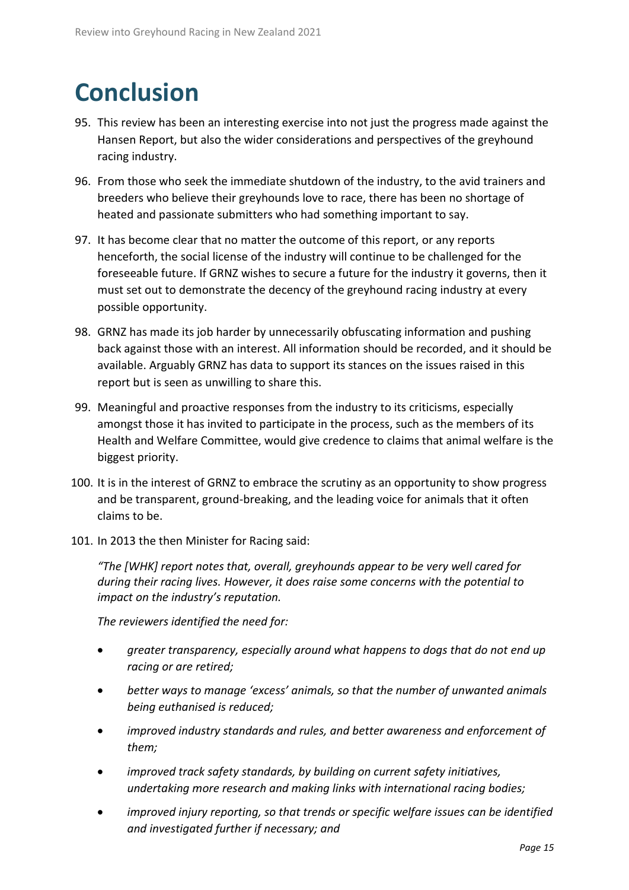# Conclusion

95. This review has been an interesting exercise into not just the progress made against the Hansen Report, but also the wider considerations and perspectives of the greyhound racing industry.

96. From those who seek the immediate shutdown of the industry, to the avid trainers and breeders who believe their greyhounds love to race, there has been no shortage of heated and passionate submitters who had something important to say.

97. It has become clear that no matter the outcome of this report, or any reports henceforth, the social license of the industry will continue to be challenged for the foreseeable future. If GRNZ wishes to secure a future for the industry it governs, then it must set out to demonstrate the decency of the greyhound racing industry at every possible opportunity.

98. GRNZ has made its job harder by unnecessarily obfuscating information and pushing back against those with an interest. All information should be recorded, and it should be available. Arguably GRNZ has data to support its stances on the issues raised in this report but is seen as unwilling to share this.

99. Meaningful and proactive responses from the industry to its criticisms, especially amongst those it has invited to participate in the process, such as the members of its Health and Welfare Committee, would give credence to claims that animal welfare is the biggest priority.

100. It is in the interest of GRNZ to embrace the scrutiny as an opportunity to show progress and be transparent, ground-breaking, and the leading voice for animals that it often claims to be.

101. In 2013 the then Minister for Racing said:

*"The [WHK] report notes that, overall, greyhounds appear to be very well cared for during their racing lives. However, it does raise some concerns with the potential to impact on the industry's reputation.*

*The reviewers identified the need for:*

- *greater transparency, especially around what happens to dogs that do not end up racing or are retired;*
- *better ways to manage 'excess' animals, so that the number of unwanted animals being euthanised is reduced;*
- *improved industry standards and rules, and better awareness and enforcement of them;*
- *improved track safety standards, by building on current safety initiatives, undertaking more research and making links with international racing bodies;*
- *improved injury reporting, so that trends or specific welfare issues can be identified and investigated further if necessary; and*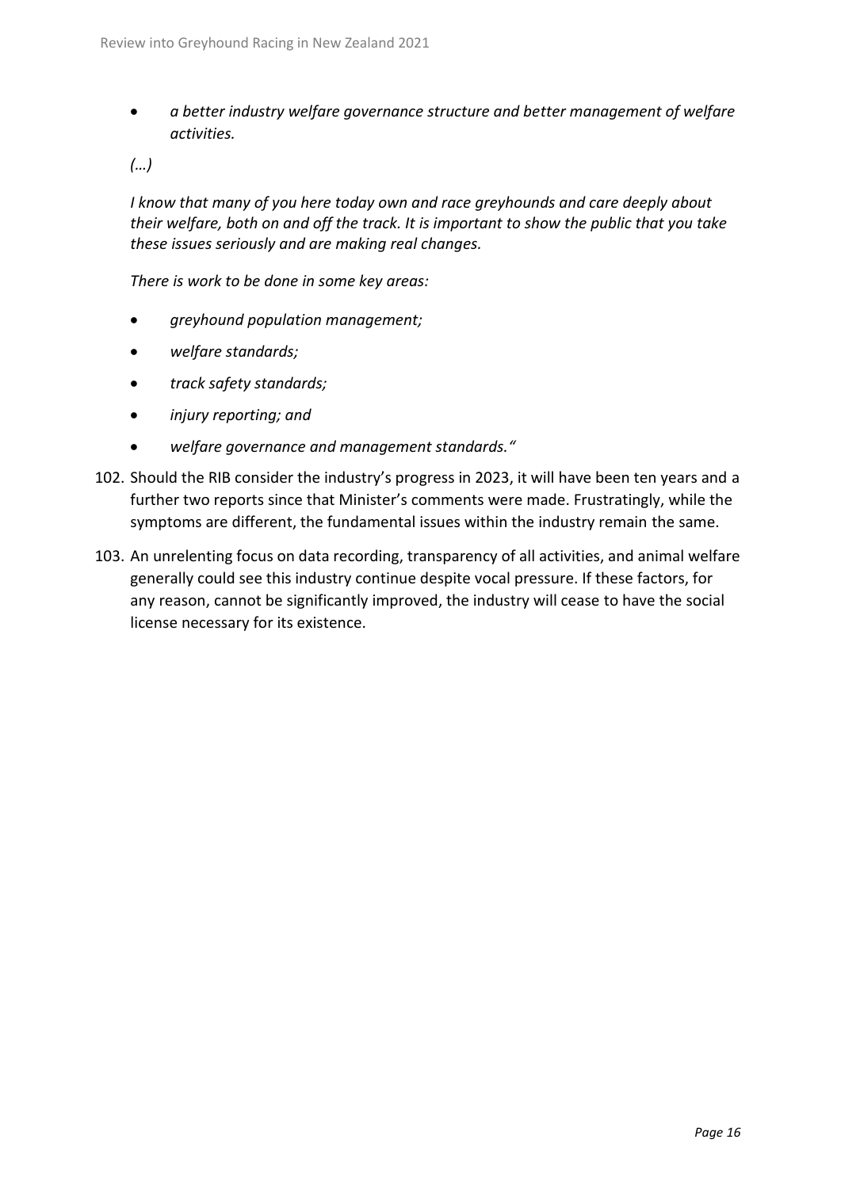- *a better industry welfare governance structure and better management of welfare activities.*

*(…)*

*I know that many of you here today own and race greyhounds and care deeply about their welfare, both on and off the track. It is important to show the public that you take these issues seriously and are making real changes.*

*There is work to be done in some key areas:*

- *greyhound population management;*
- *welfare standards;*
- *track safety standards;*
- *injury reporting; and*
- *welfare governance and management standards."*

102. Should the RIB consider the industry's progress in 2023, it will have been ten years and a further two reports since that Minister's comments were made. Frustratingly, while the symptoms are different, the fundamental issues within the industry remain the same.

103. An unrelenting focus on data recording, transparency of all activities, and animal welfare generally could see this industry continue despite vocal pressure. If these factors, for any reason, cannot be significantly improved, the industry will cease to have the social license necessary for its existence.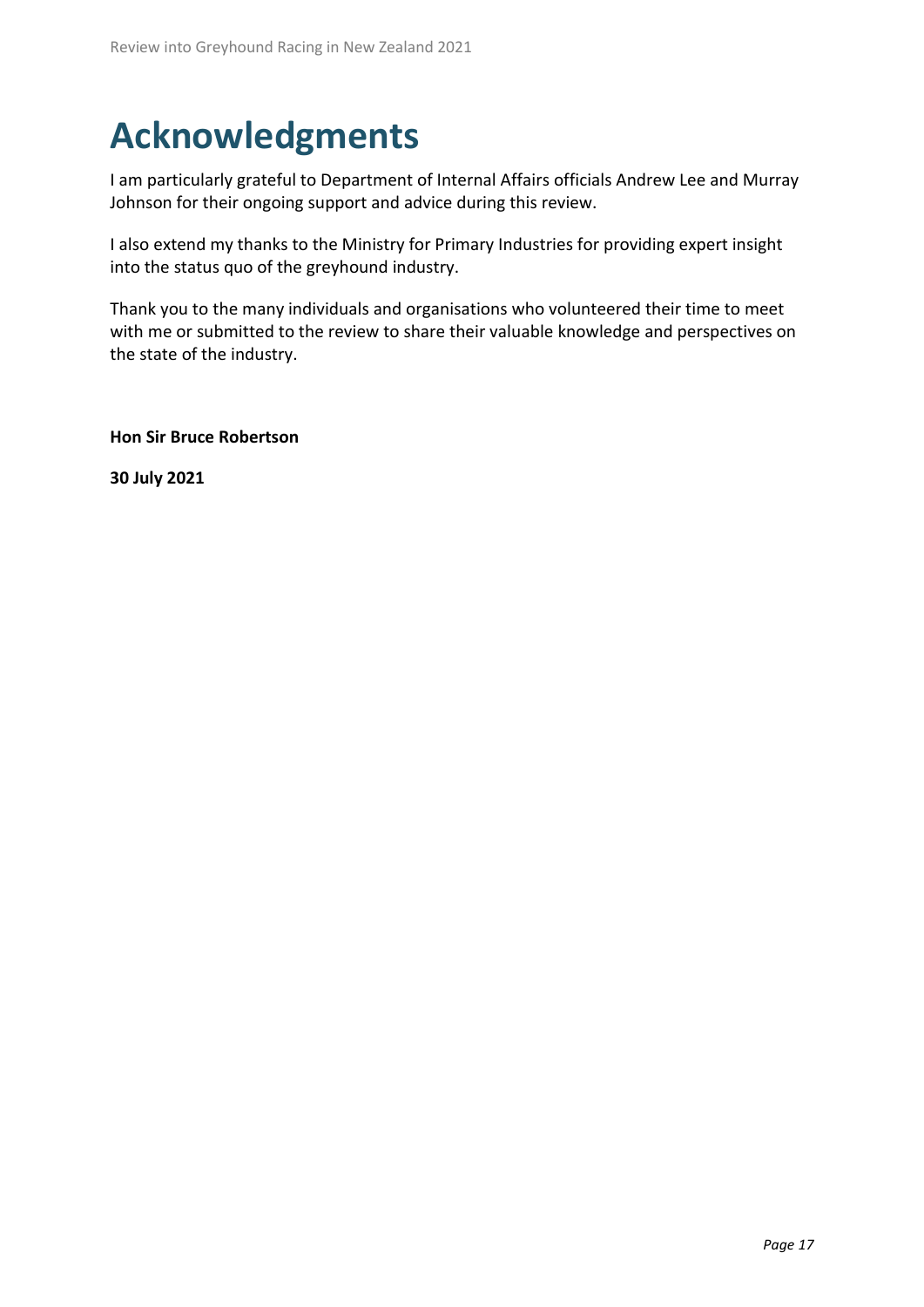# Acknowledgments

I am particularly grateful to Department of Internal Affairs officials Andrew Lee and Murray Johnson for their ongoing support and advice during this review.

I also extend my thanks to the Ministry for Primary Industries for providing expert insight into the status quo of the greyhound industry.

Thank you to the many individuals and organisations who volunteered their time to meet with me or submitted to the review to share their valuable knowledge and perspectives on the state of the industry.

**Hon Sir Bruce Robertson**

**30 July 2021**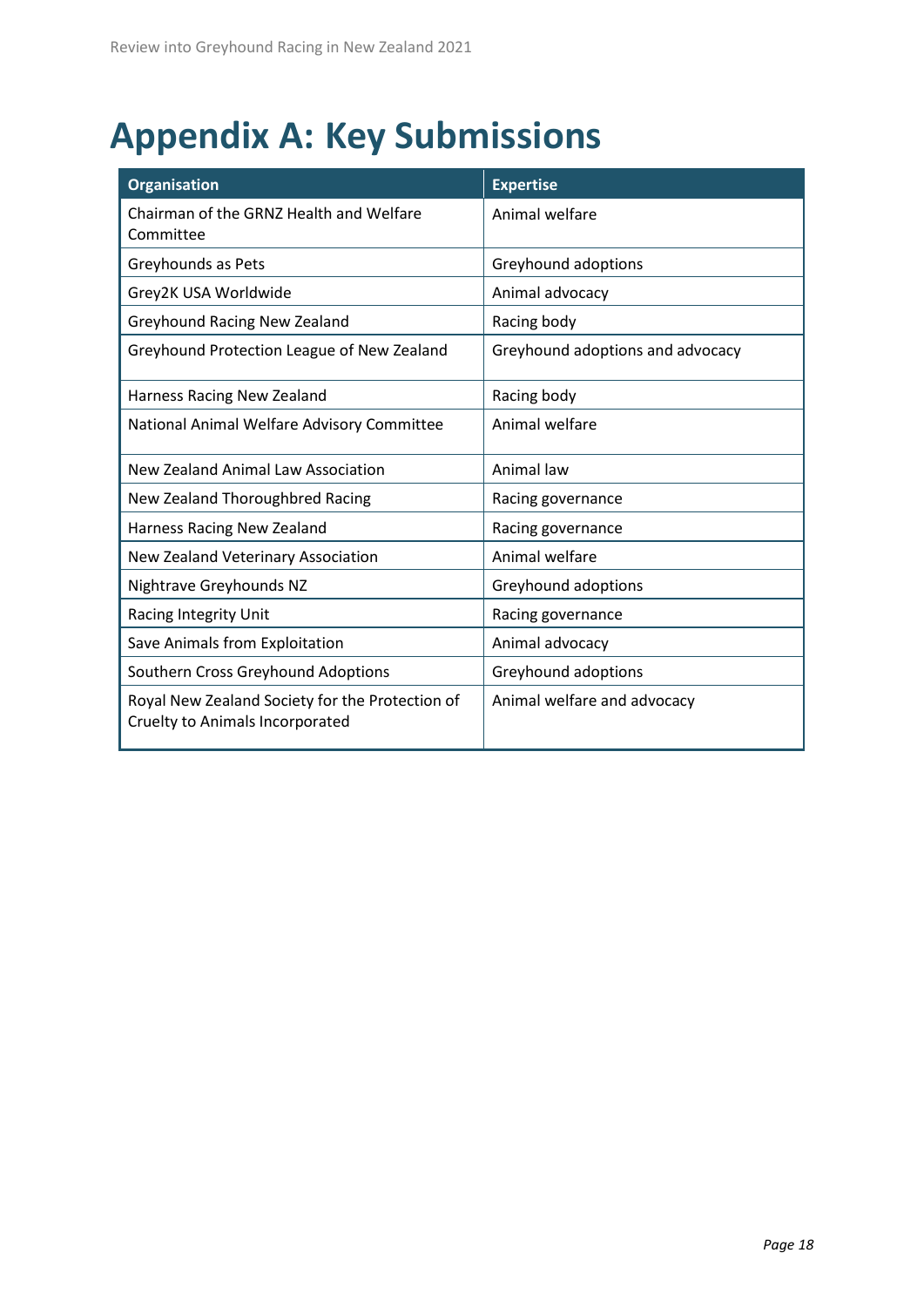# Appendix A: Key Submissions

| Organisation | Expertise |
| --- | --- |
| Chairman of the GRNZ Health and Welfare Committee | Animal welfare |
| Greyhounds as Pets | Greyhound adoptions |
| Grey2K USA Worldwide | Animal advocacy |
| Greyhound Racing New Zealand | Racing body |
| Greyhound Protection League of New Zealand | Greyhound adoptions and advocacy |
| Harness Racing New Zealand | Racing body |
| National Animal Welfare Advisory Committee | Animal welfare |
| New Zealand Animal Law Association | Animal law |
| New Zealand Thoroughbred Racing | Racing governance |
| Harness Racing New Zealand | Racing governance |
| New Zealand Veterinary Association | Animal welfare |
| Nightrave Greyhounds NZ | Greyhound adoptions |
| Racing Integrity Unit | Racing governance |
| Save Animals from Exploitation | Animal advocacy |
| Southern Cross Greyhound Adoptions | Greyhound adoptions |
| Royal New Zealand Society for the Protection of Cruelty to Animals Incorporated | Animal welfare and advocacy |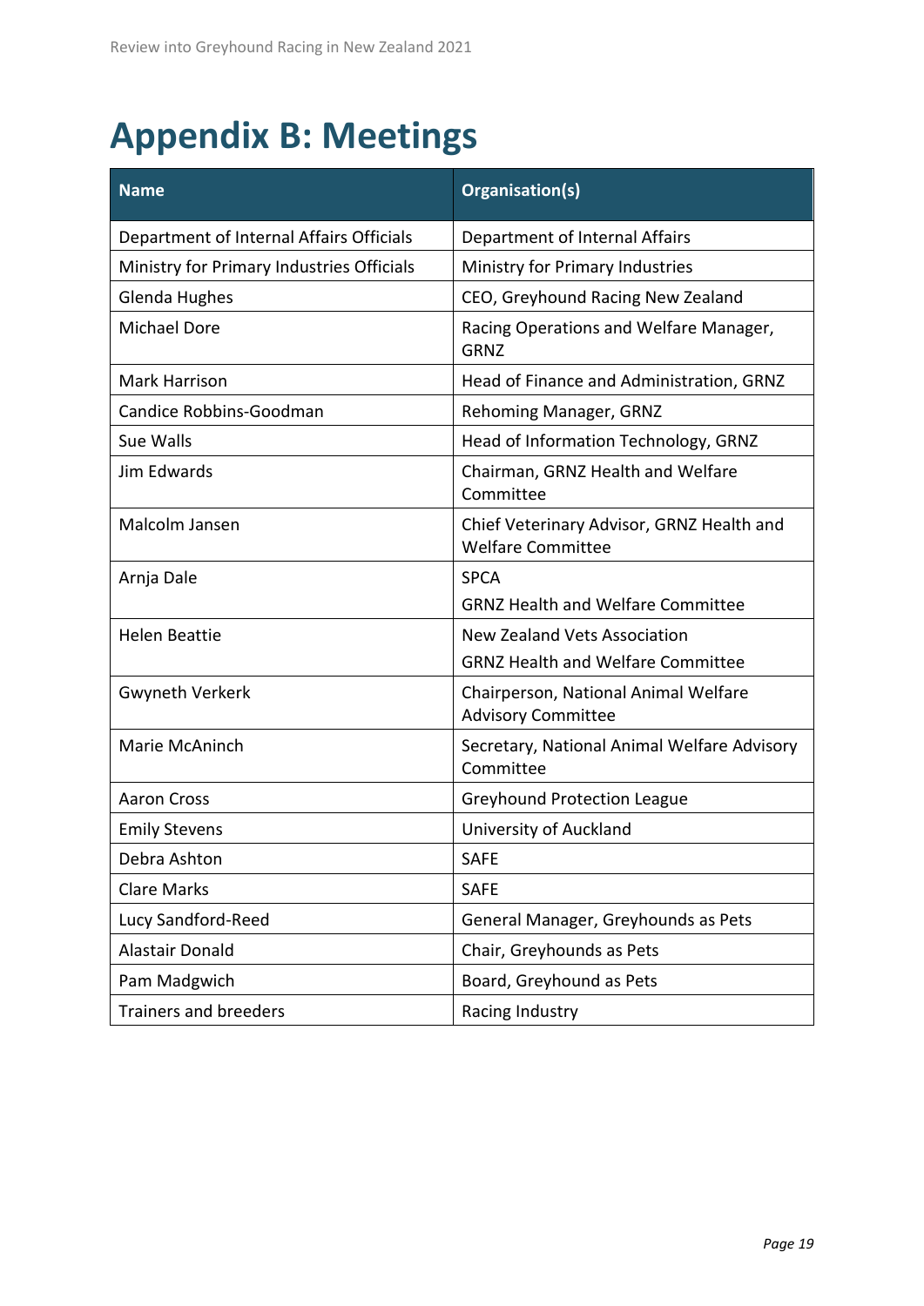# Appendix B: Meetings

| Name | Organisation(s) |
| --- | --- |
| Department of Internal Affairs Officials | Department of Internal Affairs |
| Ministry for Primary Industries Officials | Ministry for Primary Industries |
| Glenda Hughes | CEO, Greyhound Racing New Zealand |
| Michael Dore | Racing Operations and Welfare Manager, GRNZ |
| Mark Harrison | Head of Finance and Administration, GRNZ |
| Candice Robbins-Goodman | Rehoming Manager, GRNZ |
| Sue Walls | Head of Information Technology, GRNZ |
| Jim Edwards | Chairman, GRNZ Health and Welfare Committee |
| Malcolm Jansen | Chief Veterinary Advisor, GRNZ Health and Welfare Committee |
| Arnja Dale | SPCA<br>GRNZ Health and Welfare Committee |
| Helen Beattie | New Zealand Vets Association<br>GRNZ Health and Welfare Committee |
| Gwyneth Verkerk | Chairperson, National Animal Welfare Advisory Committee |
| Marie McAninch | Secretary, National Animal Welfare Advisory Committee |
| Aaron Cross | Greyhound Protection League |
| Emily Stevens | University of Auckland |
| Debra Ashton | SAFE |
| Clare Marks | SAFE |
| Lucy Sandford-Reed | General Manager, Greyhounds as Pets |
| Alastair Donald | Chair, Greyhounds as Pets |
| Pam Madgwich | Board, Greyhound as Pets |
| Trainers and breeders | Racing Industry |